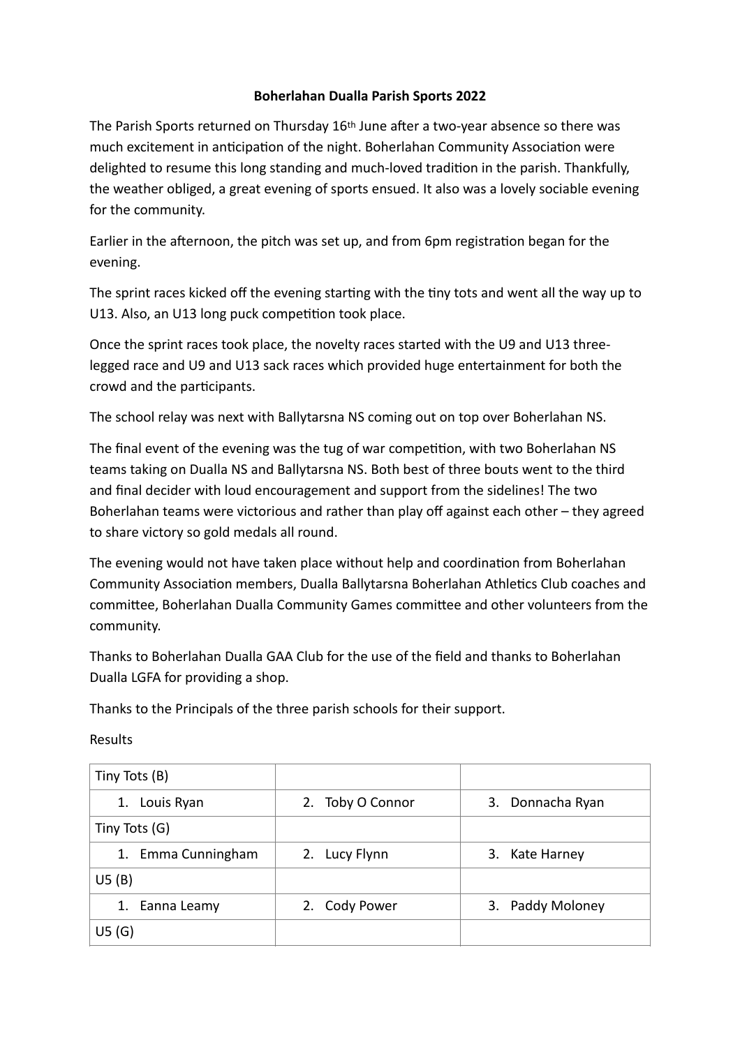**Boherlahan Dualla Parish Sports 2022**

The Parish Sports returned on Thursday 16th June after a two-year absence so there was much excitement in anticipation of the night. Boherlahan Community Association were delighted to resume this long standing and much-loved tradition in the parish. Thankfully, the weather obliged, a great evening of sports ensued. It also was a lovely sociable evening for the community.

Earlier in the afternoon, the pitch was set up, and from 6pm registration began for the evening.

The sprint races kicked off the evening starting with the tiny tots and went all the way up to U13. Also, an U13 long puck competition took place.

Once the sprint races took place, the novelty races started with the U9 and U13 three-legged race and U9 and U13 sack races which provided huge entertainment for both the crowd and the participants.

The school relay was next with Ballytarsna NS coming out on top over Boherlahan NS.

The final event of the evening was the tug of war competition, with two Boherlahan NS teams taking on Dualla NS and Ballytarsna NS. Both best of three bouts went to the third and final decider with loud encouragement and support from the sidelines! The two Boherlahan teams were victorious and rather than play off against each other – they agreed to share victory so gold medals all round.

The evening would not have taken place without help and coordination from Boherlahan Community Association members, Dualla Ballytarsna Boherlahan Athletics Club coaches and committee, Boherlahan Dualla Community Games committee and other volunteers from the community.

Thanks to Boherlahan Dualla GAA Club for the use of the field and thanks to Boherlahan Dualla LGFA for providing a shop.

Thanks to the Principals of the three parish schools for their support.

Results

| Tiny Tots (B) | | |
|---|---|---|
| 1. Louis Ryan | 2. Toby O Connor | 3. Donnacha Ryan |
| Tiny Tots (G) | | |
| 1. Emma Cunningham | 2. Lucy Flynn | 3. Kate Harney |
| U5 (B) | | |
| 1. Eanna Leamy | 2. Cody Power | 3. Paddy Moloney |
| U5 (G) | | |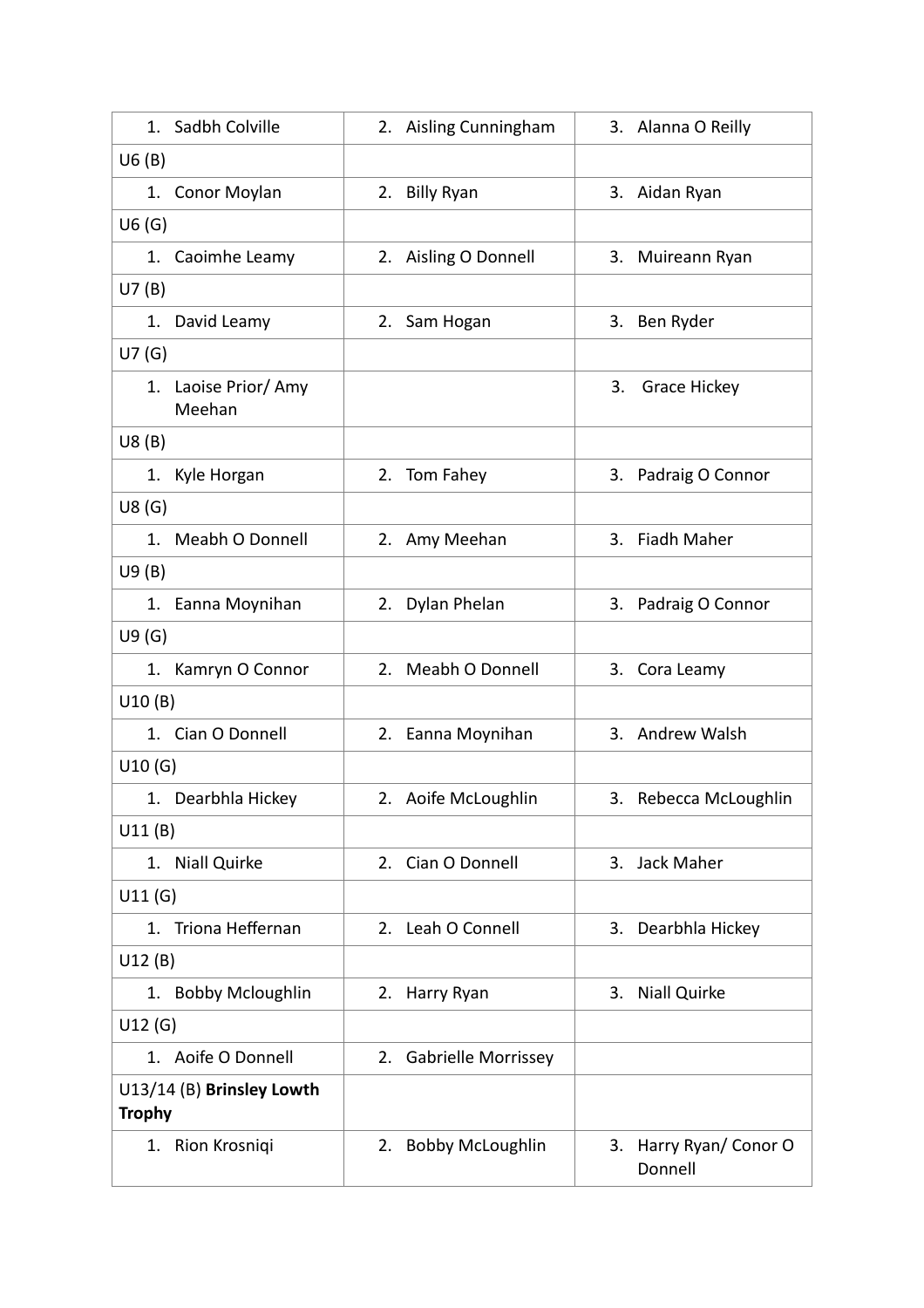| 1. Sadbh Colville | 2. Aisling Cunningham | 3. Alanna O Reilly |
|---|---|---|
| U6 (B) | | |
| 1. Conor Moylan | 2. Billy Ryan | 3. Aidan Ryan |
| U6 (G) | | |
| 1. Caoimhe Leamy | 2. Aisling O Donnell | 3. Muireann Ryan |
| U7 (B) | | |
| 1. David Leamy | 2. Sam Hogan | 3. Ben Ryder |
| U7 (G) | | |
| 1. Laoise Prior/ Amy Meehan | | 3. Grace Hickey |
| U8 (B) | | |
| 1. Kyle Horgan | 2. Tom Fahey | 3. Padraig O Connor |
| U8 (G) | | |
| 1. Meabh O Donnell | 2. Amy Meehan | 3. Fiadh Maher |
| U9 (B) | | |
| 1. Eanna Moynihan | 2. Dylan Phelan | 3. Padraig O Connor |
| U9 (G) | | |
| 1. Kamryn O Connor | 2. Meabh O Donnell | 3. Cora Leamy |
| U10 (B) | | |
| 1. Cian O Donnell | 2. Eanna Moynihan | 3. Andrew Walsh |
| U10 (G) | | |
| 1. Dearbhla Hickey | 2. Aoife McLoughlin | 3. Rebecca McLoughlin |
| U11 (B) | | |
| 1. Niall Quirke | 2. Cian O Donnell | 3. Jack Maher |
| U11 (G) | | |
| 1. Triona Heffernan | 2. Leah O Connell | 3. Dearbhla Hickey |
| U12 (B) | | |
| 1. Bobby Mcloughlin | 2. Harry Ryan | 3. Niall Quirke |
| U12 (G) | | |
| 1. Aoife O Donnell | 2. Gabrielle Morrissey | |
| U13/14 (B) **Brinsley Lowth Trophy** | | |
| 1. Rion Krosniqi | 2. Bobby McLoughlin | 3. Harry Ryan/ Conor O Donnell |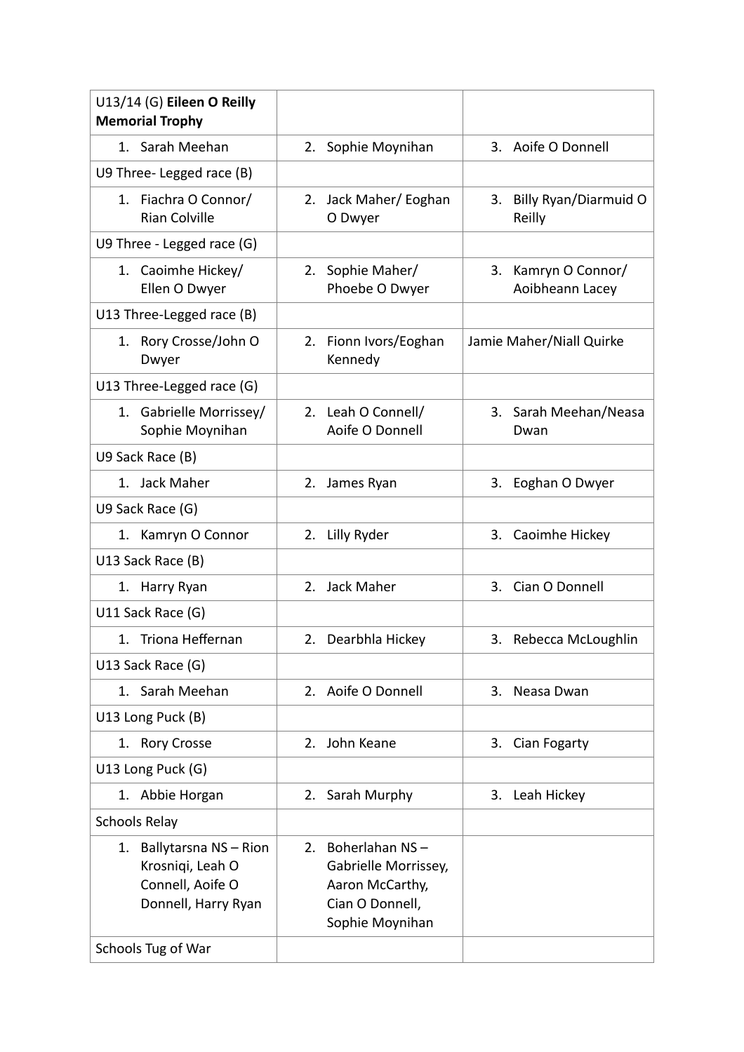| U13/14 (G) **Eileen O Reilly Memorial Trophy** | | |
|---|---|---|
| 1. Sarah Meehan | 2. Sophie Moynihan | 3. Aoife O Donnell |
| U9 Three- Legged race (B) | | |
| 1. Fiachra O Connor/ Rian Colville | 2. Jack Maher/ Eoghan O Dwyer | 3. Billy Ryan/Diarmuid O Reilly |
| U9 Three - Legged race (G) | | |
| 1. Caoimhe Hickey/ Ellen O Dwyer | 2. Sophie Maher/ Phoebe O Dwyer | 3. Kamryn O Connor/ Aoibheann Lacey |
| U13 Three-Legged race (B) | | |
| 1. Rory Crosse/John O Dwyer | 2. Fionn Ivors/Eoghan Kennedy | Jamie Maher/Niall Quirke |
| U13 Three-Legged race (G) | | |
| 1. Gabrielle Morrissey/ Sophie Moynihan | 2. Leah O Connell/ Aoife O Donnell | 3. Sarah Meehan/Neasa Dwan |
| U9 Sack Race (B) | | |
| 1. Jack Maher | 2. James Ryan | 3. Eoghan O Dwyer |
| U9 Sack Race (G) | | |
| 1. Kamryn O Connor | 2. Lilly Ryder | 3. Caoimhe Hickey |
| U13 Sack Race (B) | | |
| 1. Harry Ryan | 2. Jack Maher | 3. Cian O Donnell |
| U11 Sack Race (G) | | |
| 1. Triona Heffernan | 2. Dearbhla Hickey | 3. Rebecca McLoughlin |
| U13 Sack Race (G) | | |
| 1. Sarah Meehan | 2. Aoife O Donnell | 3. Neasa Dwan |
| U13 Long Puck (B) | | |
| 1. Rory Crosse | 2. John Keane | 3. Cian Fogarty |
| U13 Long Puck (G) | | |
| 1. Abbie Horgan | 2. Sarah Murphy | 3. Leah Hickey |
| Schools Relay | | |
| 1. Ballytarsna NS – Rion Krosniqi, Leah O Connell, Aoife O Donnell, Harry Ryan | 2. Boherlahan NS – Gabrielle Morrissey, Aaron McCarthy, Cian O Donnell, Sophie Moynihan | |
| Schools Tug of War | | |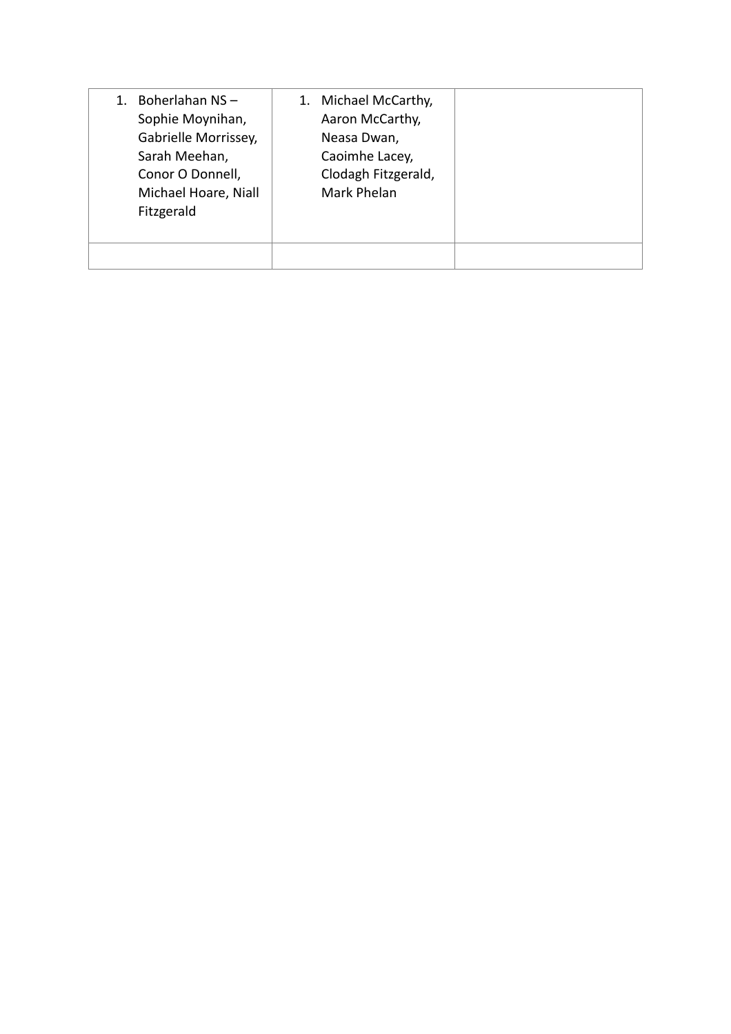| | | |
|---|---|---|
| 1. Boherlahan NS – Sophie Moynihan, Gabrielle Morrissey, Sarah Meehan, Conor O Donnell, Michael Hoare, Niall Fitzgerald | 1. Michael McCarthy, Aaron McCarthy, Neasa Dwan, Caoimhe Lacey, Clodagh Fitzgerald, Mark Phelan | |
| | | |